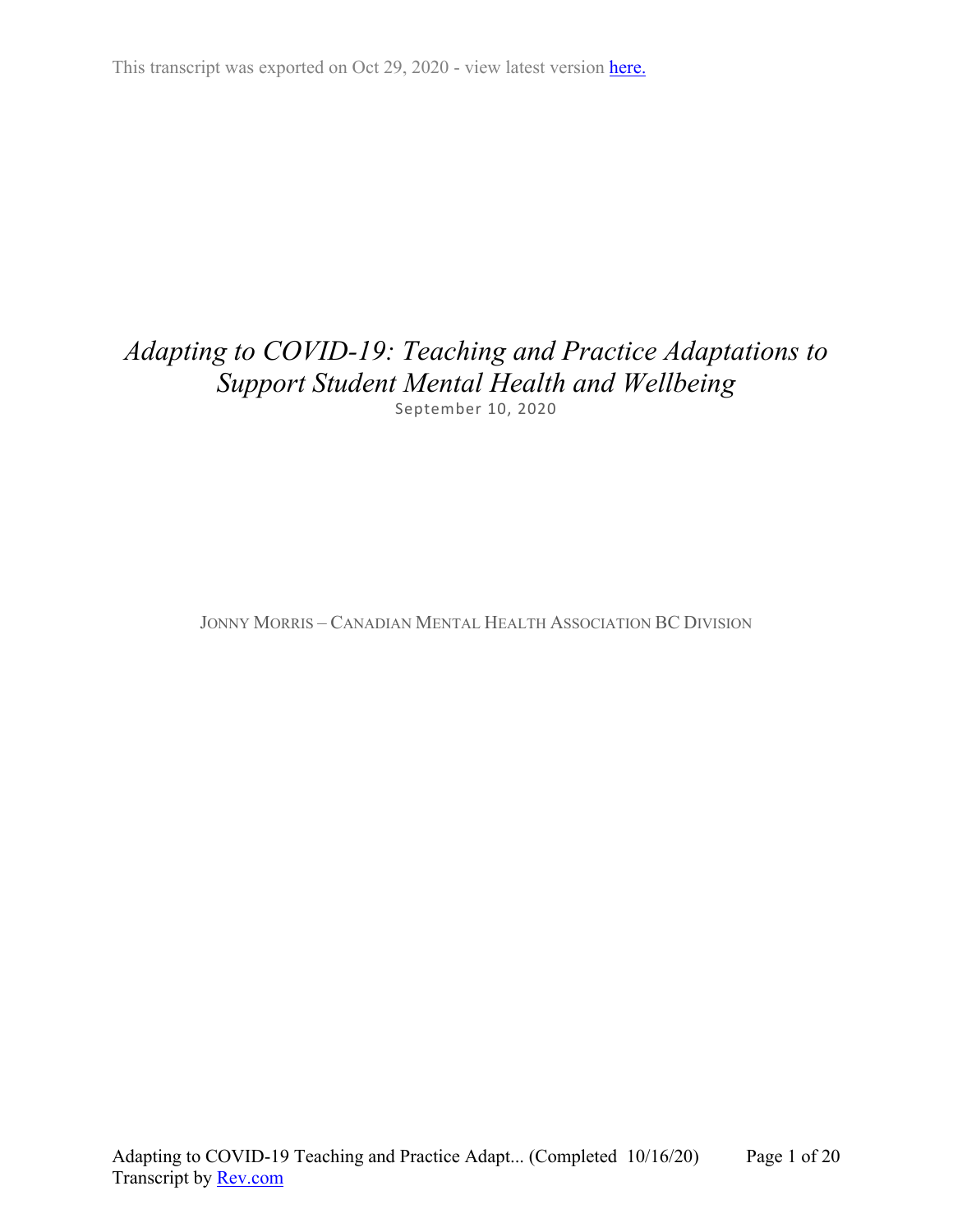This transcript was exported on Oct 29, 2020 - view latest version here.

# *Adapting to COVID-19: Teaching and Practice Adaptations to Support Student Mental Health and Wellbeing*

September 10, 2020

JONNY MORRIS – CANADIAN MENTAL HEALTH ASSOCIATION BC DIVISION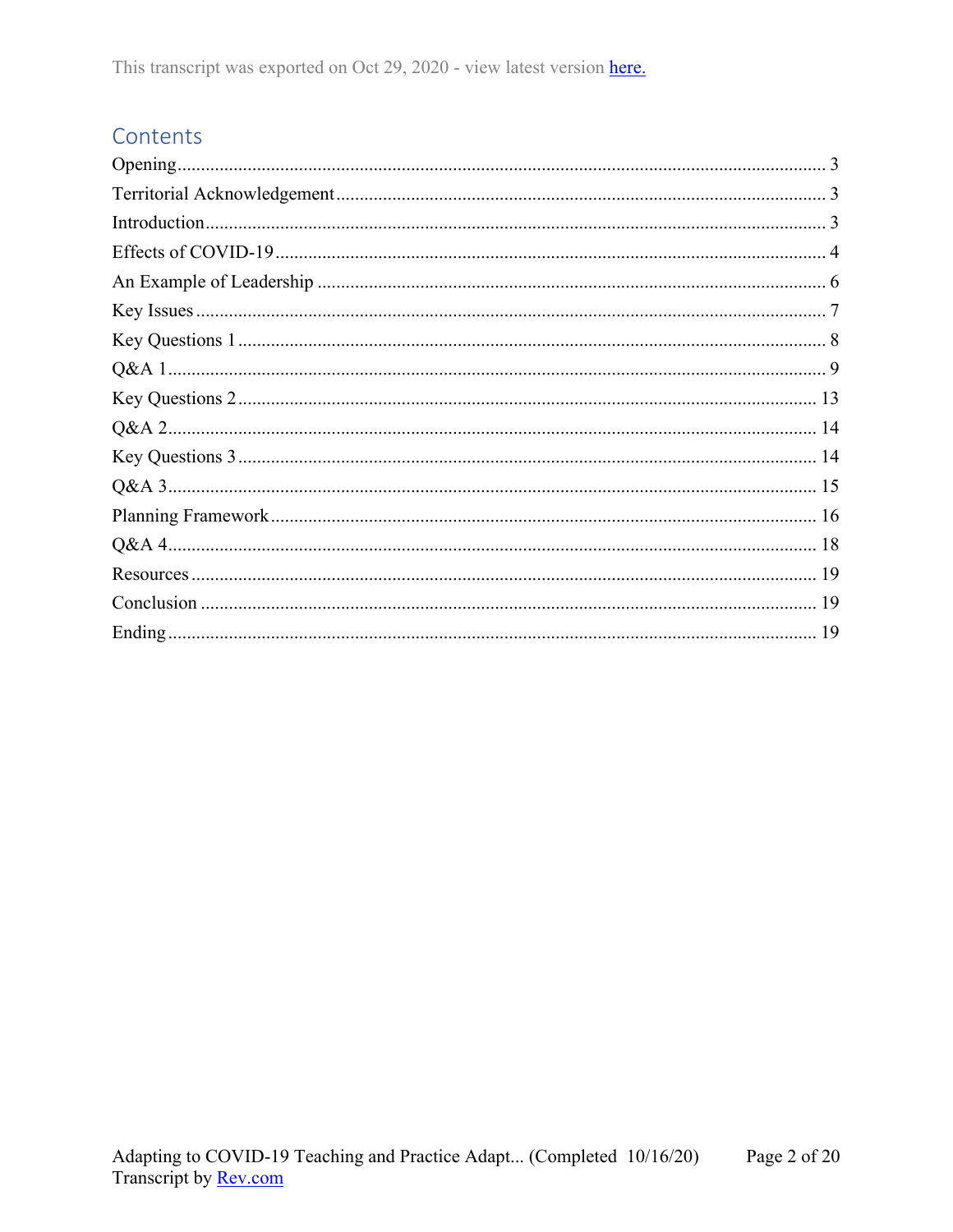This transcript was exported on Oct 29, 2020 - view latest version here.

## Contents

Opening........................................................................................................................... 3
Territorial Acknowledgement....................................................................................... 3
Introduction.................................................................................................................... 3
Effects of COVID-19...................................................................................................... 4
An Example of Leadership ........................................................................................... 6
Key Issues ...................................................................................................................... 7
Key Questions 1 ............................................................................................................ 8
Q&A 1............................................................................................................................. 9
Key Questions 2.......................................................................................................... 13
Q&A 2........................................................................................................................... 14
Key Questions 3.......................................................................................................... 14
Q&A 3........................................................................................................................... 15
Planning Framework................................................................................................... 16
Q&A 4........................................................................................................................... 18
Resources.................................................................................................................... 19
Conclusion .................................................................................................................. 19
Ending.......................................................................................................................... 19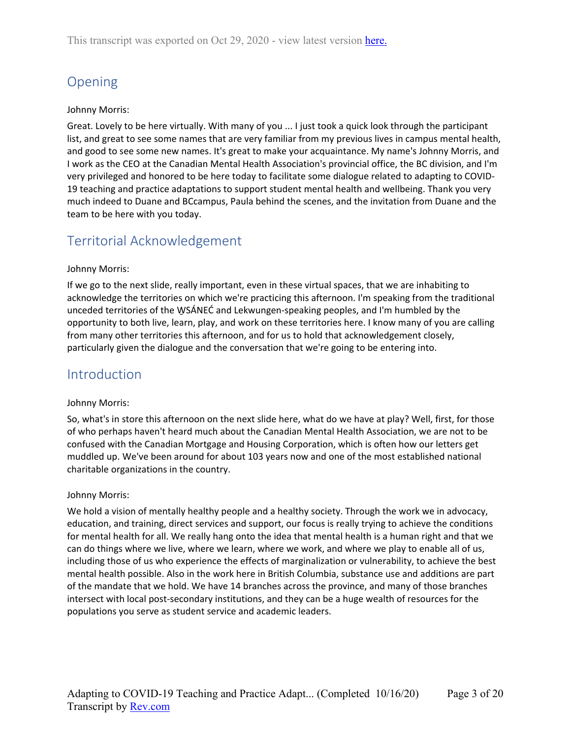This transcript was exported on Oct 29, 2020 - view latest version [here.]

## Opening

Johnny Morris:

Great. Lovely to be here virtually. With many of you ... I just took a quick look through the participant list, and great to see some names that are very familiar from my previous lives in campus mental health, and good to see some new names. It's great to make your acquaintance. My name's Johnny Morris, and I work as the CEO at the Canadian Mental Health Association's provincial office, the BC division, and I'm very privileged and honored to be here today to facilitate some dialogue related to adapting to COVID-19 teaching and practice adaptations to support student mental health and wellbeing. Thank you very much indeed to Duane and BCcampus, Paula behind the scenes, and the invitation from Duane and the team to be here with you today.

## Territorial Acknowledgement

Johnny Morris:

If we go to the next slide, really important, even in these virtual spaces, that we are inhabiting to acknowledge the territories on which we're practicing this afternoon. I'm speaking from the traditional unceded territories of the W̱SÁNEĆ and Lekwungen-speaking peoples, and I'm humbled by the opportunity to both live, learn, play, and work on these territories here. I know many of you are calling from many other territories this afternoon, and for us to hold that acknowledgement closely, particularly given the dialogue and the conversation that we're going to be entering into.

## Introduction

Johnny Morris:

So, what's in store this afternoon on the next slide here, what do we have at play? Well, first, for those of who perhaps haven't heard much about the Canadian Mental Health Association, we are not to be confused with the Canadian Mortgage and Housing Corporation, which is often how our letters get muddled up. We've been around for about 103 years now and one of the most established national charitable organizations in the country.

Johnny Morris:

We hold a vision of mentally healthy people and a healthy society. Through the work we in advocacy, education, and training, direct services and support, our focus is really trying to achieve the conditions for mental health for all. We really hang onto the idea that mental health is a human right and that we can do things where we live, where we learn, where we work, and where we play to enable all of us, including those of us who experience the effects of marginalization or vulnerability, to achieve the best mental health possible. Also in the work here in British Columbia, substance use and additions are part of the mandate that we hold. We have 14 branches across the province, and many of those branches intersect with local post-secondary institutions, and they can be a huge wealth of resources for the populations you serve as student service and academic leaders.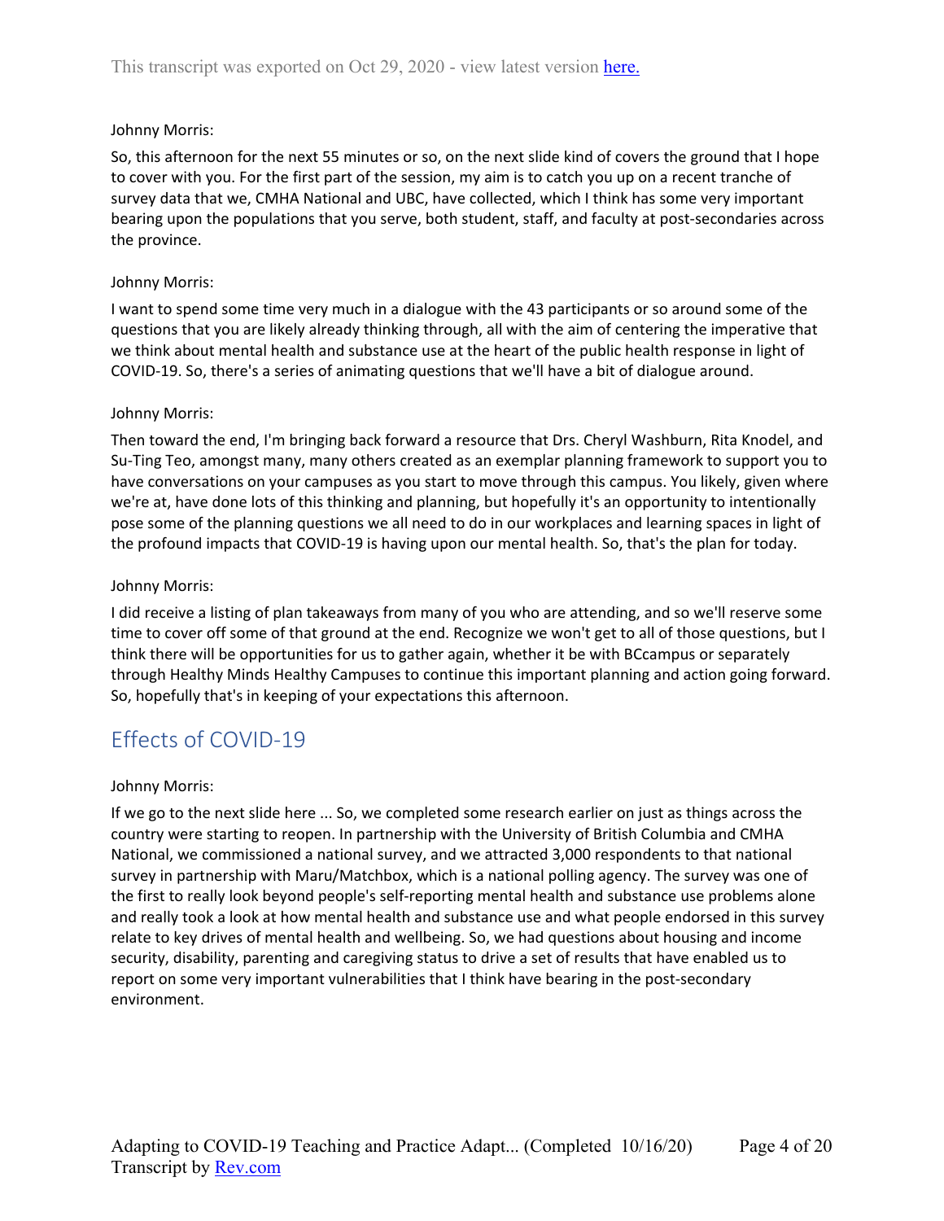Johnny Morris:

So, this afternoon for the next 55 minutes or so, on the next slide kind of covers the ground that I hope to cover with you. For the first part of the session, my aim is to catch you up on a recent tranche of survey data that we, CMHA National and UBC, have collected, which I think has some very important bearing upon the populations that you serve, both student, staff, and faculty at post-secondaries across the province.

Johnny Morris:

I want to spend some time very much in a dialogue with the 43 participants or so around some of the questions that you are likely already thinking through, all with the aim of centering the imperative that we think about mental health and substance use at the heart of the public health response in light of COVID-19. So, there's a series of animating questions that we'll have a bit of dialogue around.

Johnny Morris:

Then toward the end, I'm bringing back forward a resource that Drs. Cheryl Washburn, Rita Knodel, and Su-Ting Teo, amongst many, many others created as an exemplar planning framework to support you to have conversations on your campuses as you start to move through this campus. You likely, given where we're at, have done lots of this thinking and planning, but hopefully it's an opportunity to intentionally pose some of the planning questions we all need to do in our workplaces and learning spaces in light of the profound impacts that COVID-19 is having upon our mental health. So, that's the plan for today.

Johnny Morris:

I did receive a listing of plan takeaways from many of you who are attending, and so we'll reserve some time to cover off some of that ground at the end. Recognize we won't get to all of those questions, but I think there will be opportunities for us to gather again, whether it be with BCcampus or separately through Healthy Minds Healthy Campuses to continue this important planning and action going forward. So, hopefully that's in keeping of your expectations this afternoon.

## Effects of COVID-19

Johnny Morris:

If we go to the next slide here ... So, we completed some research earlier on just as things across the country were starting to reopen. In partnership with the University of British Columbia and CMHA National, we commissioned a national survey, and we attracted 3,000 respondents to that national survey in partnership with Maru/Matchbox, which is a national polling agency. The survey was one of the first to really look beyond people's self-reporting mental health and substance use problems alone and really took a look at how mental health and substance use and what people endorsed in this survey relate to key drives of mental health and wellbeing. So, we had questions about housing and income security, disability, parenting and caregiving status to drive a set of results that have enabled us to report on some very important vulnerabilities that I think have bearing in the post-secondary environment.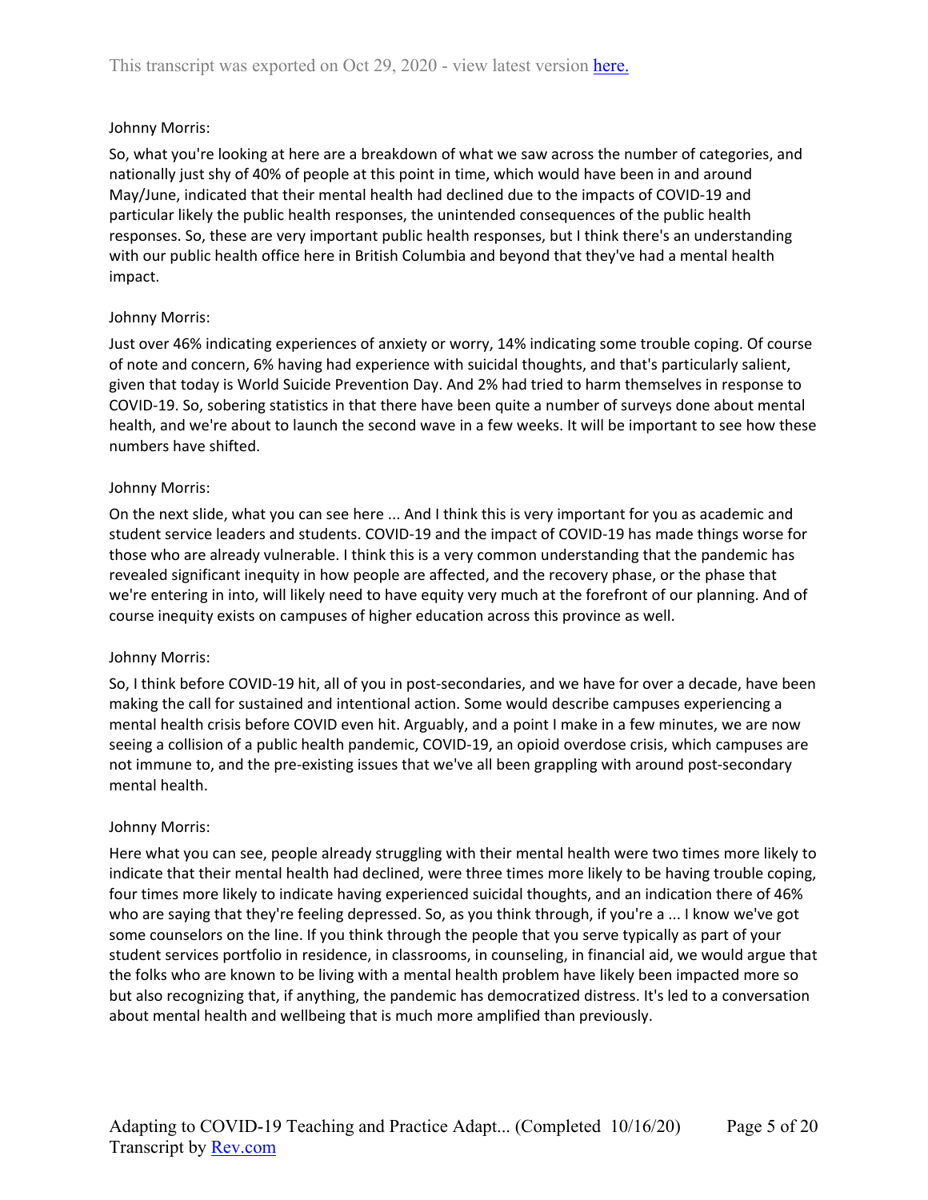Johnny Morris:

So, what you're looking at here are a breakdown of what we saw across the number of categories, and nationally just shy of 40% of people at this point in time, which would have been in and around May/June, indicated that their mental health had declined due to the impacts of COVID-19 and particular likely the public health responses, the unintended consequences of the public health responses. So, these are very important public health responses, but I think there's an understanding with our public health office here in British Columbia and beyond that they've had a mental health impact.

Johnny Morris:

Just over 46% indicating experiences of anxiety or worry, 14% indicating some trouble coping. Of course of note and concern, 6% having had experience with suicidal thoughts, and that's particularly salient, given that today is World Suicide Prevention Day. And 2% had tried to harm themselves in response to COVID-19. So, sobering statistics in that there have been quite a number of surveys done about mental health, and we're about to launch the second wave in a few weeks. It will be important to see how these numbers have shifted.

Johnny Morris:

On the next slide, what you can see here ... And I think this is very important for you as academic and student service leaders and students. COVID-19 and the impact of COVID-19 has made things worse for those who are already vulnerable. I think this is a very common understanding that the pandemic has revealed significant inequity in how people are affected, and the recovery phase, or the phase that we're entering in into, will likely need to have equity very much at the forefront of our planning. And of course inequity exists on campuses of higher education across this province as well.

Johnny Morris:

So, I think before COVID-19 hit, all of you in post-secondaries, and we have for over a decade, have been making the call for sustained and intentional action. Some would describe campuses experiencing a mental health crisis before COVID even hit. Arguably, and a point I make in a few minutes, we are now seeing a collision of a public health pandemic, COVID-19, an opioid overdose crisis, which campuses are not immune to, and the pre-existing issues that we've all been grappling with around post-secondary mental health.

Johnny Morris:

Here what you can see, people already struggling with their mental health were two times more likely to indicate that their mental health had declined, were three times more likely to be having trouble coping, four times more likely to indicate having experienced suicidal thoughts, and an indication there of 46% who are saying that they're feeling depressed. So, as you think through, if you're a ... I know we've got some counselors on the line. If you think through the people that you serve typically as part of your student services portfolio in residence, in classrooms, in counseling, in financial aid, we would argue that the folks who are known to be living with a mental health problem have likely been impacted more so but also recognizing that, if anything, the pandemic has democratized distress. It's led to a conversation about mental health and wellbeing that is much more amplified than previously.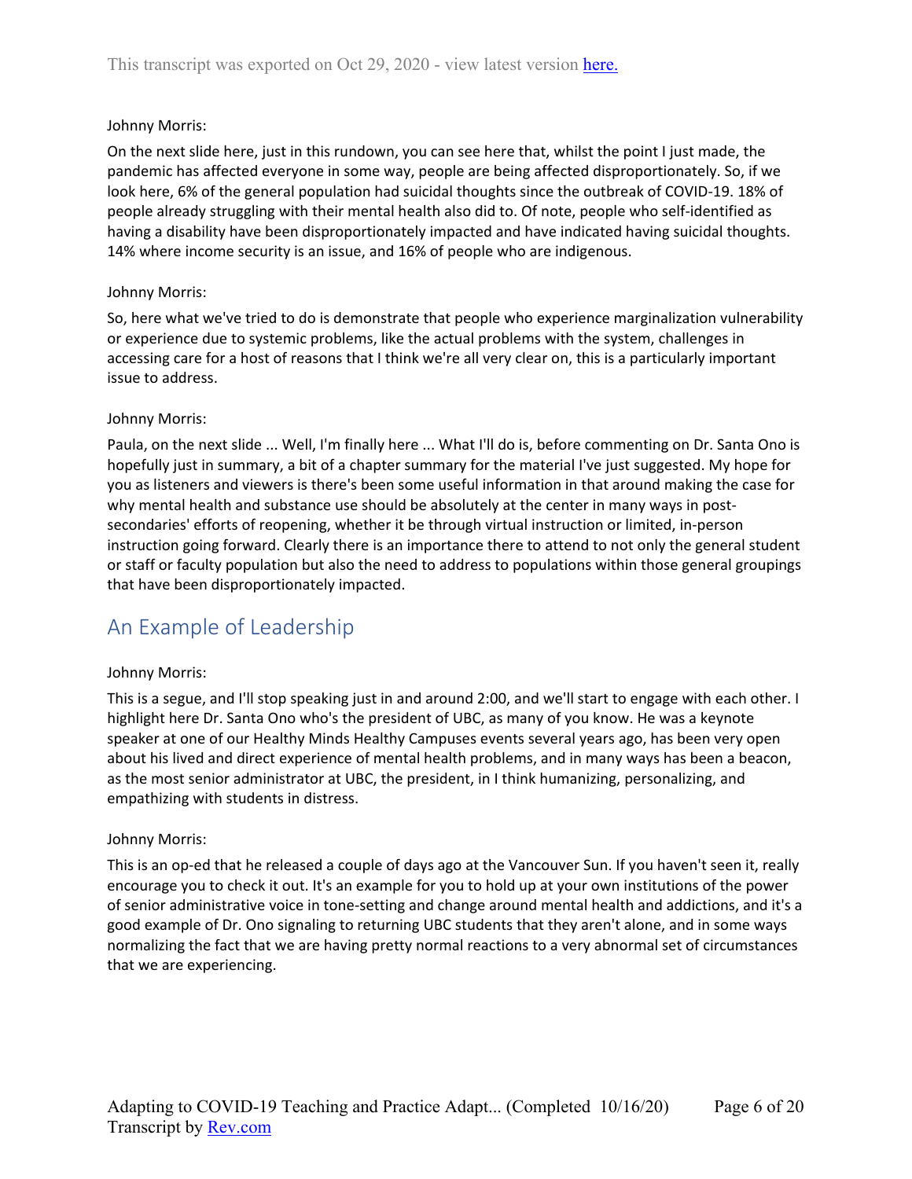Johnny Morris:

On the next slide here, just in this rundown, you can see here that, whilst the point I just made, the pandemic has affected everyone in some way, people are being affected disproportionately. So, if we look here, 6% of the general population had suicidal thoughts since the outbreak of COVID-19. 18% of people already struggling with their mental health also did to. Of note, people who self-identified as having a disability have been disproportionately impacted and have indicated having suicidal thoughts. 14% where income security is an issue, and 16% of people who are indigenous.

Johnny Morris:

So, here what we've tried to do is demonstrate that people who experience marginalization vulnerability or experience due to systemic problems, like the actual problems with the system, challenges in accessing care for a host of reasons that I think we're all very clear on, this is a particularly important issue to address.

Johnny Morris:

Paula, on the next slide ... Well, I'm finally here ... What I'll do is, before commenting on Dr. Santa Ono is hopefully just in summary, a bit of a chapter summary for the material I've just suggested. My hope for you as listeners and viewers is there's been some useful information in that around making the case for why mental health and substance use should be absolutely at the center in many ways in post-secondaries' efforts of reopening, whether it be through virtual instruction or limited, in-person instruction going forward. Clearly there is an importance there to attend to not only the general student or staff or faculty population but also the need to address to populations within those general groupings that have been disproportionately impacted.

## An Example of Leadership

Johnny Morris:

This is a segue, and I'll stop speaking just in and around 2:00, and we'll start to engage with each other. I highlight here Dr. Santa Ono who's the president of UBC, as many of you know. He was a keynote speaker at one of our Healthy Minds Healthy Campuses events several years ago, has been very open about his lived and direct experience of mental health problems, and in many ways has been a beacon, as the most senior administrator at UBC, the president, in I think humanizing, personalizing, and empathizing with students in distress.

Johnny Morris:

This is an op-ed that he released a couple of days ago at the Vancouver Sun. If you haven't seen it, really encourage you to check it out. It's an example for you to hold up at your own institutions of the power of senior administrative voice in tone-setting and change around mental health and addictions, and it's a good example of Dr. Ono signaling to returning UBC students that they aren't alone, and in some ways normalizing the fact that we are having pretty normal reactions to a very abnormal set of circumstances that we are experiencing.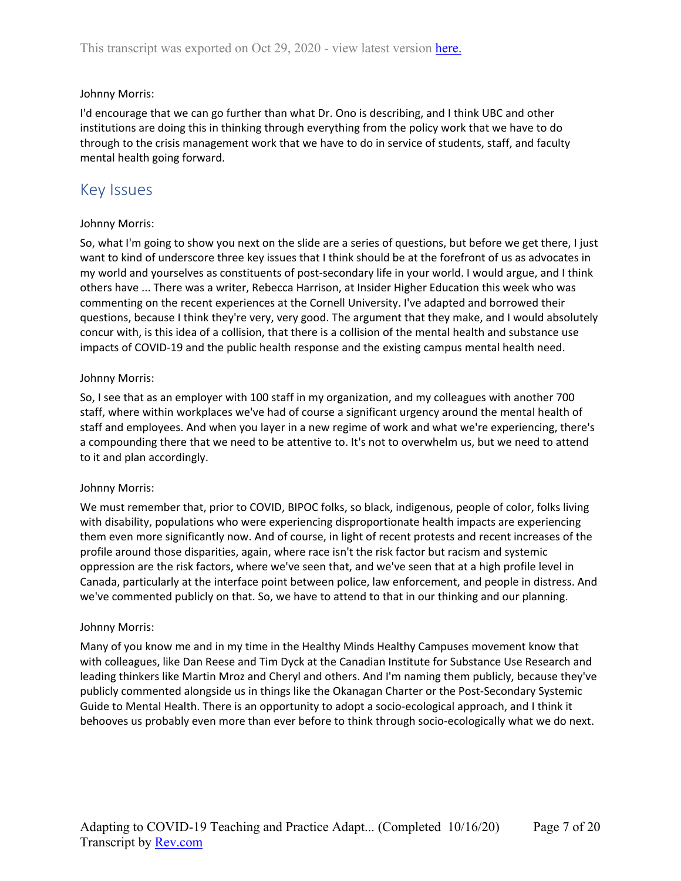Johnny Morris:

I'd encourage that we can go further than what Dr. Ono is describing, and I think UBC and other institutions are doing this in thinking through everything from the policy work that we have to do through to the crisis management work that we have to do in service of students, staff, and faculty mental health going forward.

## Key Issues

Johnny Morris:

So, what I'm going to show you next on the slide are a series of questions, but before we get there, I just want to kind of underscore three key issues that I think should be at the forefront of us as advocates in my world and yourselves as constituents of post-secondary life in your world. I would argue, and I think others have ... There was a writer, Rebecca Harrison, at Insider Higher Education this week who was commenting on the recent experiences at the Cornell University. I've adapted and borrowed their questions, because I think they're very, very good. The argument that they make, and I would absolutely concur with, is this idea of a collision, that there is a collision of the mental health and substance use impacts of COVID-19 and the public health response and the existing campus mental health need.

Johnny Morris:

So, I see that as an employer with 100 staff in my organization, and my colleagues with another 700 staff, where within workplaces we've had of course a significant urgency around the mental health of staff and employees. And when you layer in a new regime of work and what we're experiencing, there's a compounding there that we need to be attentive to. It's not to overwhelm us, but we need to attend to it and plan accordingly.

Johnny Morris:

We must remember that, prior to COVID, BIPOC folks, so black, indigenous, people of color, folks living with disability, populations who were experiencing disproportionate health impacts are experiencing them even more significantly now. And of course, in light of recent protests and recent increases of the profile around those disparities, again, where race isn't the risk factor but racism and systemic oppression are the risk factors, where we've seen that, and we've seen that at a high profile level in Canada, particularly at the interface point between police, law enforcement, and people in distress. And we've commented publicly on that. So, we have to attend to that in our thinking and our planning.

Johnny Morris:

Many of you know me and in my time in the Healthy Minds Healthy Campuses movement know that with colleagues, like Dan Reese and Tim Dyck at the Canadian Institute for Substance Use Research and leading thinkers like Martin Mroz and Cheryl and others. And I'm naming them publicly, because they've publicly commented alongside us in things like the Okanagan Charter or the Post-Secondary Systemic Guide to Mental Health. There is an opportunity to adopt a socio-ecological approach, and I think it behooves us probably even more than ever before to think through socio-ecologically what we do next.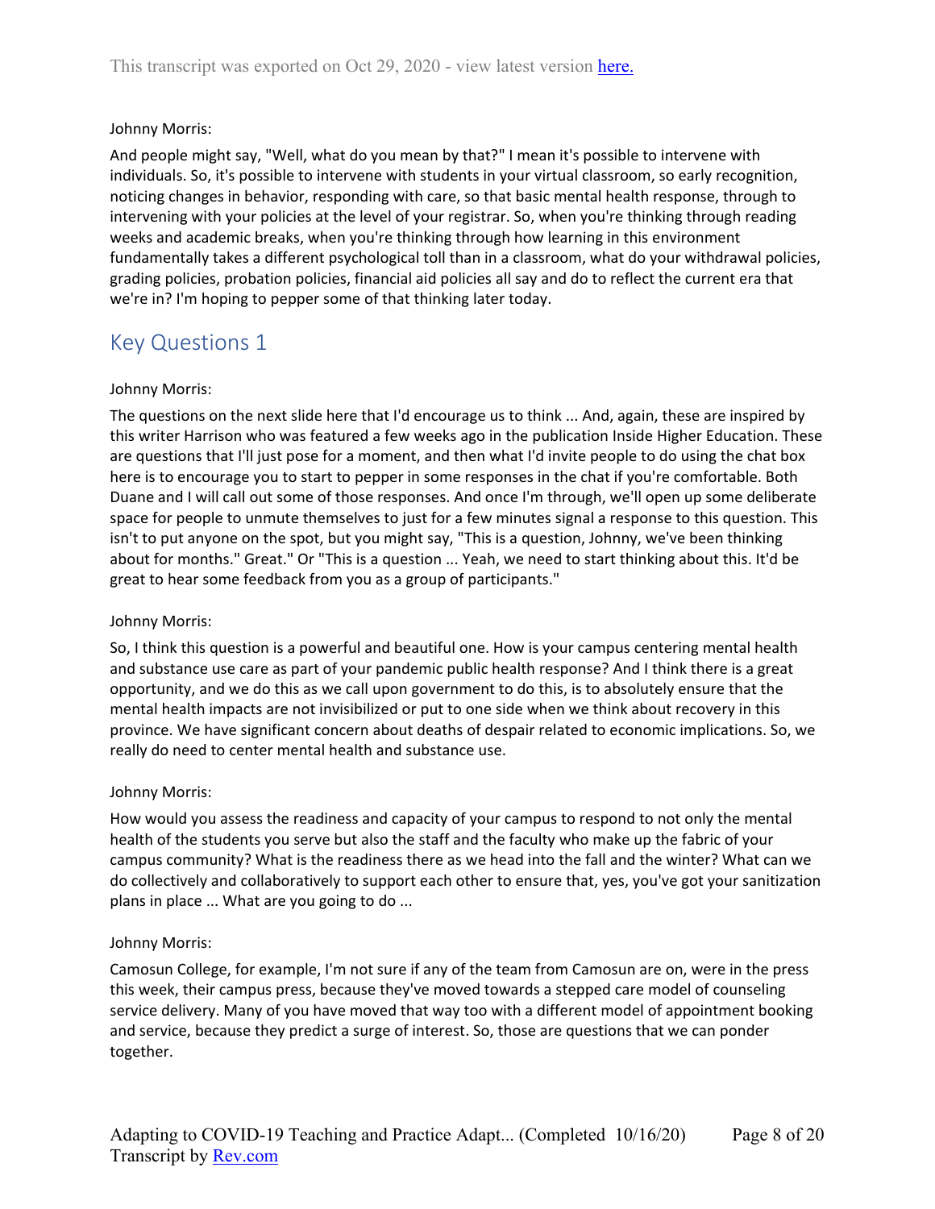Johnny Morris:

And people might say, "Well, what do you mean by that?" I mean it's possible to intervene with individuals. So, it's possible to intervene with students in your virtual classroom, so early recognition, noticing changes in behavior, responding with care, so that basic mental health response, through to intervening with your policies at the level of your registrar. So, when you're thinking through reading weeks and academic breaks, when you're thinking through how learning in this environment fundamentally takes a different psychological toll than in a classroom, what do your withdrawal policies, grading policies, probation policies, financial aid policies all say and do to reflect the current era that we're in? I'm hoping to pepper some of that thinking later today.

## Key Questions 1

Johnny Morris:

The questions on the next slide here that I'd encourage us to think ... And, again, these are inspired by this writer Harrison who was featured a few weeks ago in the publication Inside Higher Education. These are questions that I'll just pose for a moment, and then what I'd invite people to do using the chat box here is to encourage you to start to pepper in some responses in the chat if you're comfortable. Both Duane and I will call out some of those responses. And once I'm through, we'll open up some deliberate space for people to unmute themselves to just for a few minutes signal a response to this question. This isn't to put anyone on the spot, but you might say, "This is a question, Johnny, we've been thinking about for months." Great." Or "This is a question ... Yeah, we need to start thinking about this. It'd be great to hear some feedback from you as a group of participants."

Johnny Morris:

So, I think this question is a powerful and beautiful one. How is your campus centering mental health and substance use care as part of your pandemic public health response? And I think there is a great opportunity, and we do this as we call upon government to do this, is to absolutely ensure that the mental health impacts are not invisibilized or put to one side when we think about recovery in this province. We have significant concern about deaths of despair related to economic implications. So, we really do need to center mental health and substance use.

Johnny Morris:

How would you assess the readiness and capacity of your campus to respond to not only the mental health of the students you serve but also the staff and the faculty who make up the fabric of your campus community? What is the readiness there as we head into the fall and the winter? What can we do collectively and collaboratively to support each other to ensure that, yes, you've got your sanitization plans in place ... What are you going to do ...

Johnny Morris:

Camosun College, for example, I'm not sure if any of the team from Camosun are on, were in the press this week, their campus press, because they've moved towards a stepped care model of counseling service delivery. Many of you have moved that way too with a different model of appointment booking and service, because they predict a surge of interest. So, those are questions that we can ponder together.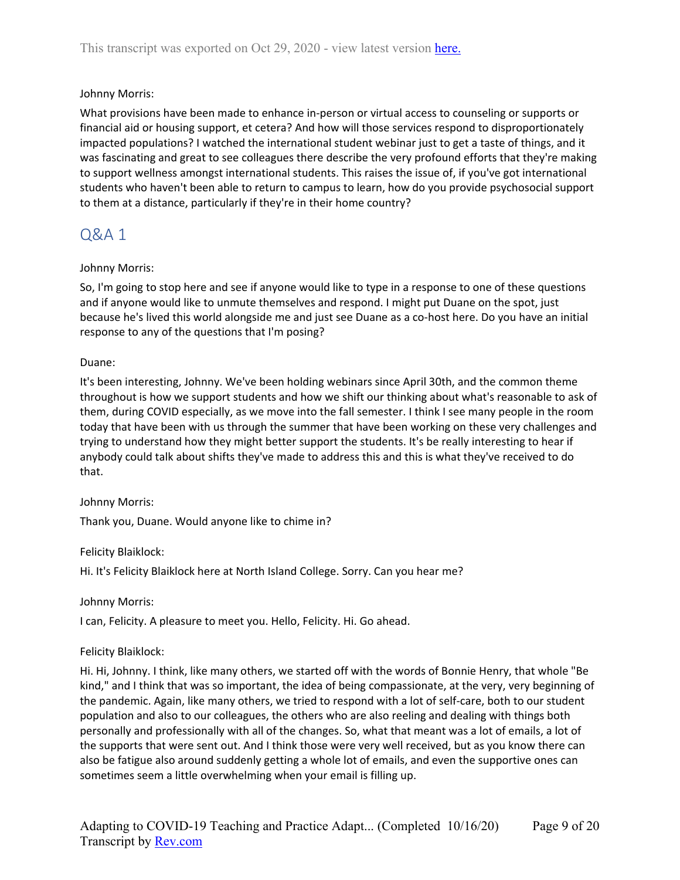Johnny Morris:

What provisions have been made to enhance in-person or virtual access to counseling or supports or financial aid or housing support, et cetera? And how will those services respond to disproportionately impacted populations? I watched the international student webinar just to get a taste of things, and it was fascinating and great to see colleagues there describe the very profound efforts that they're making to support wellness amongst international students. This raises the issue of, if you've got international students who haven't been able to return to campus to learn, how do you provide psychosocial support to them at a distance, particularly if they're in their home country?

## Q&A 1

Johnny Morris:

So, I'm going to stop here and see if anyone would like to type in a response to one of these questions and if anyone would like to unmute themselves and respond. I might put Duane on the spot, just because he's lived this world alongside me and just see Duane as a co-host here. Do you have an initial response to any of the questions that I'm posing?

Duane:

It's been interesting, Johnny. We've been holding webinars since April 30th, and the common theme throughout is how we support students and how we shift our thinking about what's reasonable to ask of them, during COVID especially, as we move into the fall semester. I think I see many people in the room today that have been with us through the summer that have been working on these very challenges and trying to understand how they might better support the students. It's be really interesting to hear if anybody could talk about shifts they've made to address this and this is what they've received to do that.

Johnny Morris:

Thank you, Duane. Would anyone like to chime in?

Felicity Blaiklock:

Hi. It's Felicity Blaiklock here at North Island College. Sorry. Can you hear me?

Johnny Morris:

I can, Felicity. A pleasure to meet you. Hello, Felicity. Hi. Go ahead.

Felicity Blaiklock:

Hi. Hi, Johnny. I think, like many others, we started off with the words of Bonnie Henry, that whole "Be kind," and I think that was so important, the idea of being compassionate, at the very, very beginning of the pandemic. Again, like many others, we tried to respond with a lot of self-care, both to our student population and also to our colleagues, the others who are also reeling and dealing with things both personally and professionally with all of the changes. So, what that meant was a lot of emails, a lot of the supports that were sent out. And I think those were very well received, but as you know there can also be fatigue also around suddenly getting a whole lot of emails, and even the supportive ones can sometimes seem a little overwhelming when your email is filling up.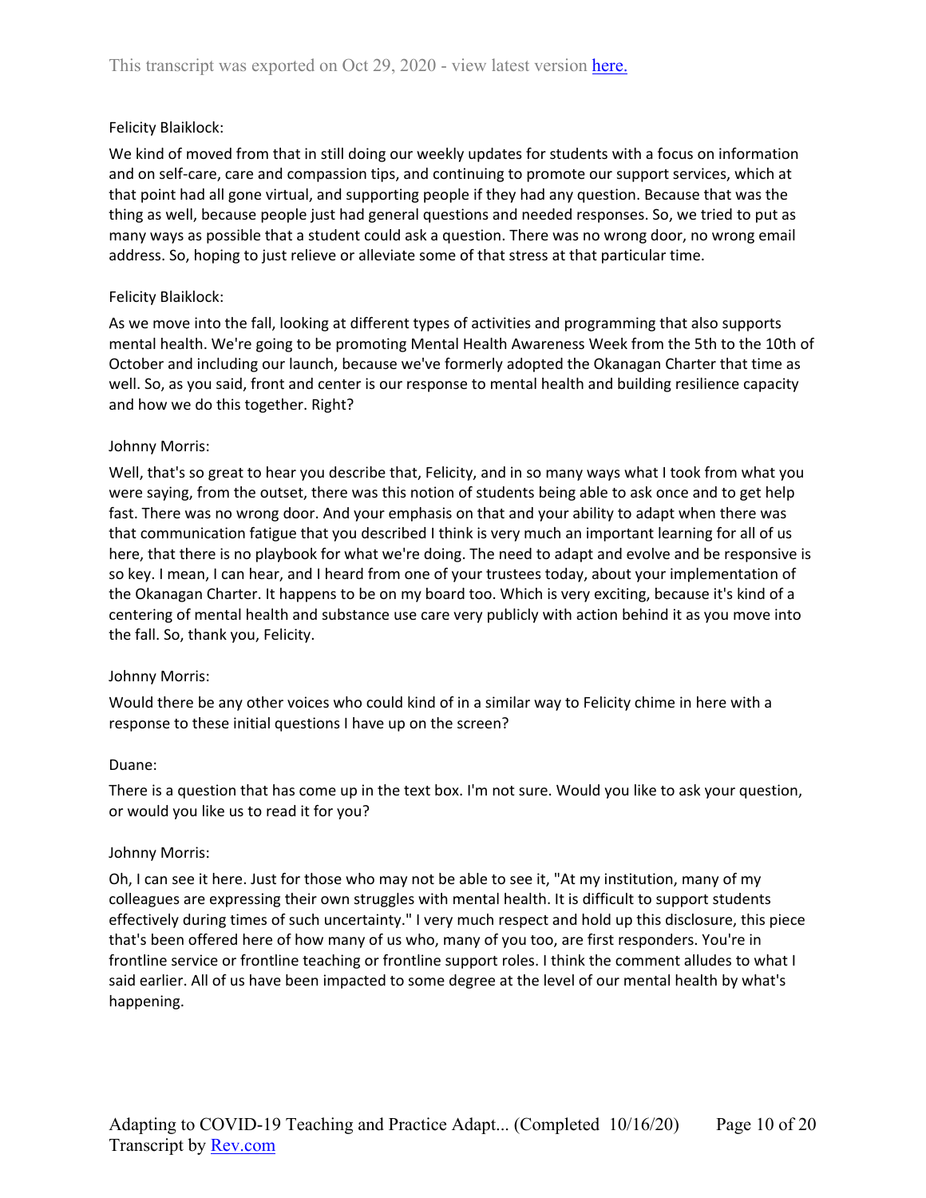Felicity Blaiklock:

We kind of moved from that in still doing our weekly updates for students with a focus on information and on self-care, care and compassion tips, and continuing to promote our support services, which at that point had all gone virtual, and supporting people if they had any question. Because that was the thing as well, because people just had general questions and needed responses. So, we tried to put as many ways as possible that a student could ask a question. There was no wrong door, no wrong email address. So, hoping to just relieve or alleviate some of that stress at that particular time.

Felicity Blaiklock:

As we move into the fall, looking at different types of activities and programming that also supports mental health. We're going to be promoting Mental Health Awareness Week from the 5th to the 10th of October and including our launch, because we've formerly adopted the Okanagan Charter that time as well. So, as you said, front and center is our response to mental health and building resilience capacity and how we do this together. Right?

Johnny Morris:

Well, that's so great to hear you describe that, Felicity, and in so many ways what I took from what you were saying, from the outset, there was this notion of students being able to ask once and to get help fast. There was no wrong door. And your emphasis on that and your ability to adapt when there was that communication fatigue that you described I think is very much an important learning for all of us here, that there is no playbook for what we're doing. The need to adapt and evolve and be responsive is so key. I mean, I can hear, and I heard from one of your trustees today, about your implementation of the Okanagan Charter. It happens to be on my board too. Which is very exciting, because it's kind of a centering of mental health and substance use care very publicly with action behind it as you move into the fall. So, thank you, Felicity.

Johnny Morris:

Would there be any other voices who could kind of in a similar way to Felicity chime in here with a response to these initial questions I have up on the screen?

Duane:

There is a question that has come up in the text box. I'm not sure. Would you like to ask your question, or would you like us to read it for you?

Johnny Morris:

Oh, I can see it here. Just for those who may not be able to see it, "At my institution, many of my colleagues are expressing their own struggles with mental health. It is difficult to support students effectively during times of such uncertainty." I very much respect and hold up this disclosure, this piece that's been offered here of how many of us who, many of you too, are first responders. You're in frontline service or frontline teaching or frontline support roles. I think the comment alludes to what I said earlier. All of us have been impacted to some degree at the level of our mental health by what's happening.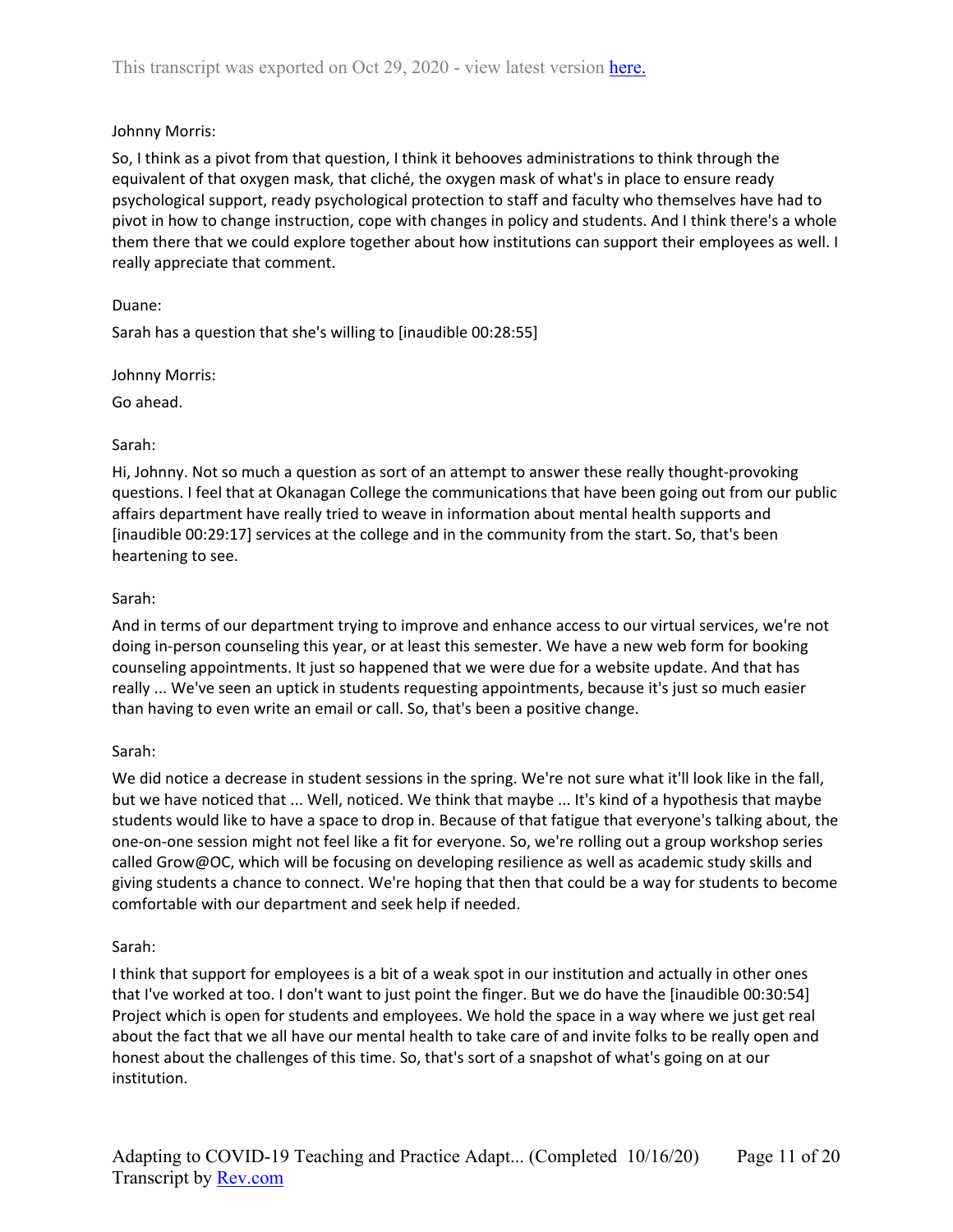Johnny Morris:

So, I think as a pivot from that question, I think it behooves administrations to think through the equivalent of that oxygen mask, that cliché, the oxygen mask of what's in place to ensure ready psychological support, ready psychological protection to staff and faculty who themselves have had to pivot in how to change instruction, cope with changes in policy and students. And I think there's a whole them there that we could explore together about how institutions can support their employees as well. I really appreciate that comment.

Duane:

Sarah has a question that she's willing to [inaudible 00:28:55]

Johnny Morris:

Go ahead.

Sarah:

Hi, Johnny. Not so much a question as sort of an attempt to answer these really thought-provoking questions. I feel that at Okanagan College the communications that have been going out from our public affairs department have really tried to weave in information about mental health supports and [inaudible 00:29:17] services at the college and in the community from the start. So, that's been heartening to see.

Sarah:

And in terms of our department trying to improve and enhance access to our virtual services, we're not doing in-person counseling this year, or at least this semester. We have a new web form for booking counseling appointments. It just so happened that we were due for a website update. And that has really ... We've seen an uptick in students requesting appointments, because it's just so much easier than having to even write an email or call. So, that's been a positive change.

Sarah:

We did notice a decrease in student sessions in the spring. We're not sure what it'll look like in the fall, but we have noticed that ... Well, noticed. We think that maybe ... It's kind of a hypothesis that maybe students would like to have a space to drop in. Because of that fatigue that everyone's talking about, the one-on-one session might not feel like a fit for everyone. So, we're rolling out a group workshop series called Grow@OC, which will be focusing on developing resilience as well as academic study skills and giving students a chance to connect. We're hoping that then that could be a way for students to become comfortable with our department and seek help if needed.

Sarah:

I think that support for employees is a bit of a weak spot in our institution and actually in other ones that I've worked at too. I don't want to just point the finger. But we do have the [inaudible 00:30:54] Project which is open for students and employees. We hold the space in a way where we just get real about the fact that we all have our mental health to take care of and invite folks to be really open and honest about the challenges of this time. So, that's sort of a snapshot of what's going on at our institution.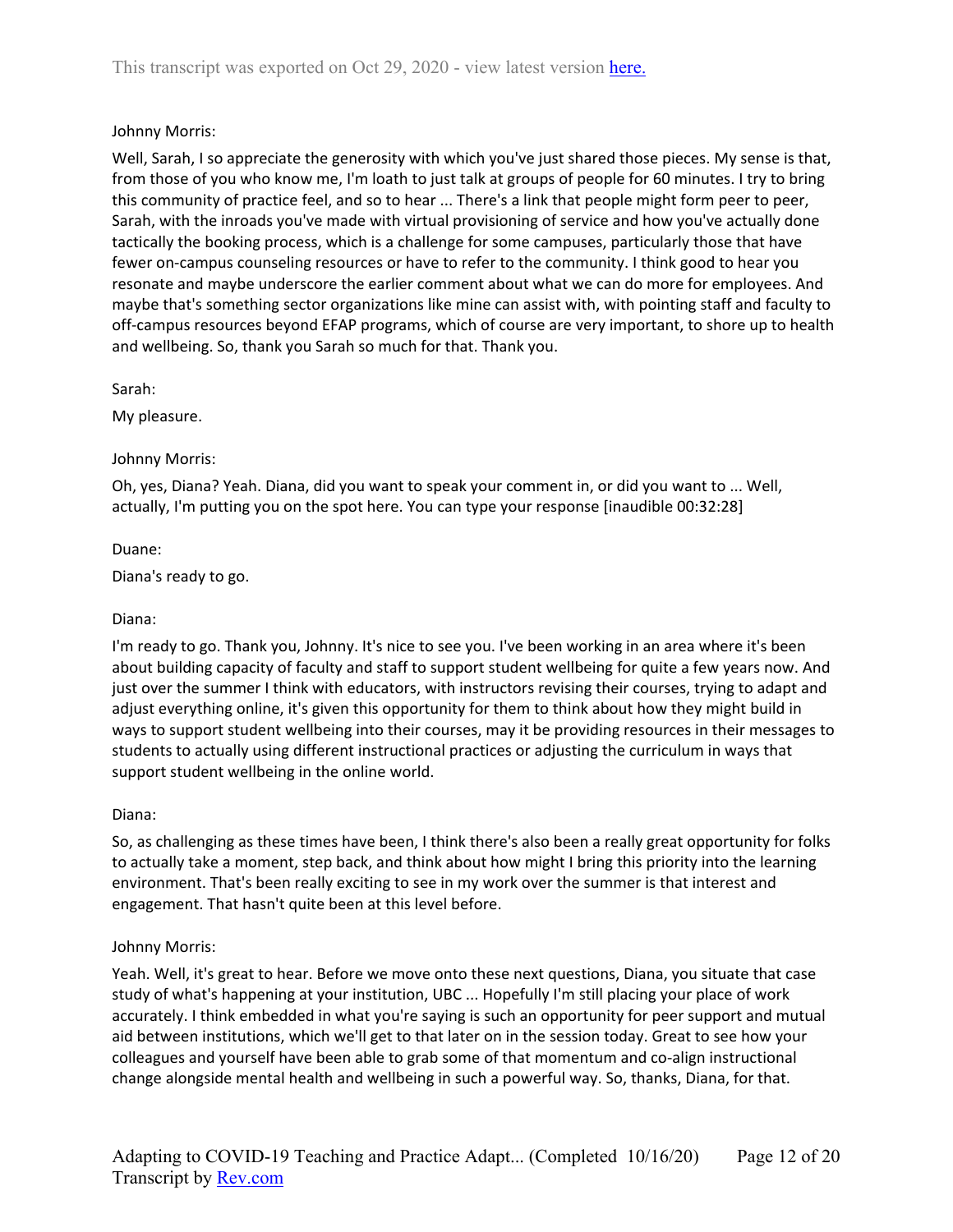Johnny Morris:

Well, Sarah, I so appreciate the generosity with which you've just shared those pieces. My sense is that, from those of you who know me, I'm loath to just talk at groups of people for 60 minutes. I try to bring this community of practice feel, and so to hear ... There's a link that people might form peer to peer, Sarah, with the inroads you've made with virtual provisioning of service and how you've actually done tactically the booking process, which is a challenge for some campuses, particularly those that have fewer on-campus counseling resources or have to refer to the community. I think good to hear you resonate and maybe underscore the earlier comment about what we can do more for employees. And maybe that's something sector organizations like mine can assist with, with pointing staff and faculty to off-campus resources beyond EFAP programs, which of course are very important, to shore up to health and wellbeing. So, thank you Sarah so much for that. Thank you.

Sarah:

My pleasure.

Johnny Morris:

Oh, yes, Diana? Yeah. Diana, did you want to speak your comment in, or did you want to ... Well, actually, I'm putting you on the spot here. You can type your response [inaudible 00:32:28]

Duane:

Diana's ready to go.

Diana:

I'm ready to go. Thank you, Johnny. It's nice to see you. I've been working in an area where it's been about building capacity of faculty and staff to support student wellbeing for quite a few years now. And just over the summer I think with educators, with instructors revising their courses, trying to adapt and adjust everything online, it's given this opportunity for them to think about how they might build in ways to support student wellbeing into their courses, may it be providing resources in their messages to students to actually using different instructional practices or adjusting the curriculum in ways that support student wellbeing in the online world.

Diana:

So, as challenging as these times have been, I think there's also been a really great opportunity for folks to actually take a moment, step back, and think about how might I bring this priority into the learning environment. That's been really exciting to see in my work over the summer is that interest and engagement. That hasn't quite been at this level before.

Johnny Morris:

Yeah. Well, it's great to hear. Before we move onto these next questions, Diana, you situate that case study of what's happening at your institution, UBC ... Hopefully I'm still placing your place of work accurately. I think embedded in what you're saying is such an opportunity for peer support and mutual aid between institutions, which we'll get to that later on in the session today. Great to see how your colleagues and yourself have been able to grab some of that momentum and co-align instructional change alongside mental health and wellbeing in such a powerful way. So, thanks, Diana, for that.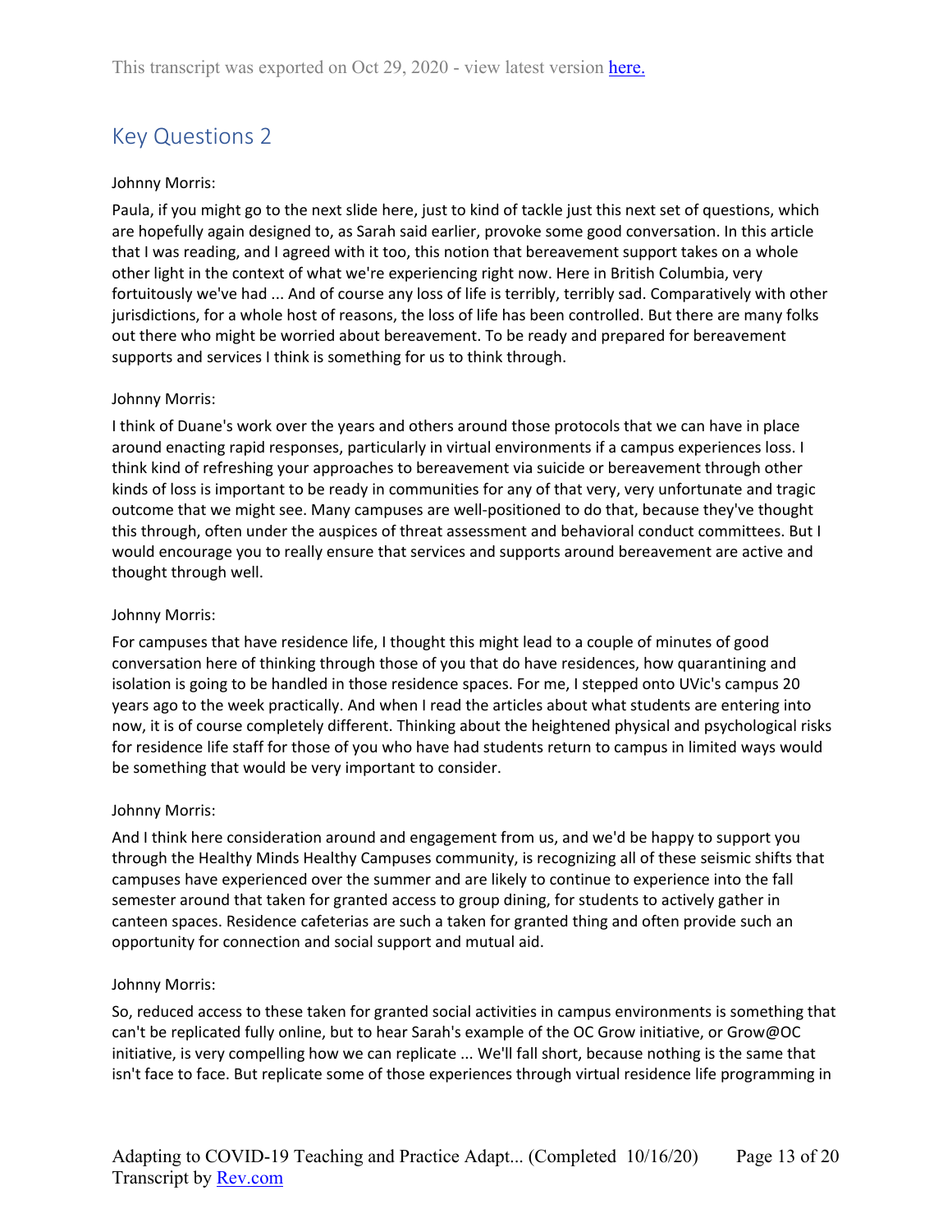## Key Questions 2

Johnny Morris:

Paula, if you might go to the next slide here, just to kind of tackle just this next set of questions, which are hopefully again designed to, as Sarah said earlier, provoke some good conversation. In this article that I was reading, and I agreed with it too, this notion that bereavement support takes on a whole other light in the context of what we're experiencing right now. Here in British Columbia, very fortuitously we've had ... And of course any loss of life is terribly, terribly sad. Comparatively with other jurisdictions, for a whole host of reasons, the loss of life has been controlled. But there are many folks out there who might be worried about bereavement. To be ready and prepared for bereavement supports and services I think is something for us to think through.

Johnny Morris:

I think of Duane's work over the years and others around those protocols that we can have in place around enacting rapid responses, particularly in virtual environments if a campus experiences loss. I think kind of refreshing your approaches to bereavement via suicide or bereavement through other kinds of loss is important to be ready in communities for any of that very, very unfortunate and tragic outcome that we might see. Many campuses are well-positioned to do that, because they've thought this through, often under the auspices of threat assessment and behavioral conduct committees. But I would encourage you to really ensure that services and supports around bereavement are active and thought through well.

Johnny Morris:

For campuses that have residence life, I thought this might lead to a couple of minutes of good conversation here of thinking through those of you that do have residences, how quarantining and isolation is going to be handled in those residence spaces. For me, I stepped onto UVic's campus 20 years ago to the week practically. And when I read the articles about what students are entering into now, it is of course completely different. Thinking about the heightened physical and psychological risks for residence life staff for those of you who have had students return to campus in limited ways would be something that would be very important to consider.

Johnny Morris:

And I think here consideration around and engagement from us, and we'd be happy to support you through the Healthy Minds Healthy Campuses community, is recognizing all of these seismic shifts that campuses have experienced over the summer and are likely to continue to experience into the fall semester around that taken for granted access to group dining, for students to actively gather in canteen spaces. Residence cafeterias are such a taken for granted thing and often provide such an opportunity for connection and social support and mutual aid.

Johnny Morris:

So, reduced access to these taken for granted social activities in campus environments is something that can't be replicated fully online, but to hear Sarah's example of the OC Grow initiative, or Grow@OC initiative, is very compelling how we can replicate ... We'll fall short, because nothing is the same that isn't face to face. But replicate some of those experiences through virtual residence life programming in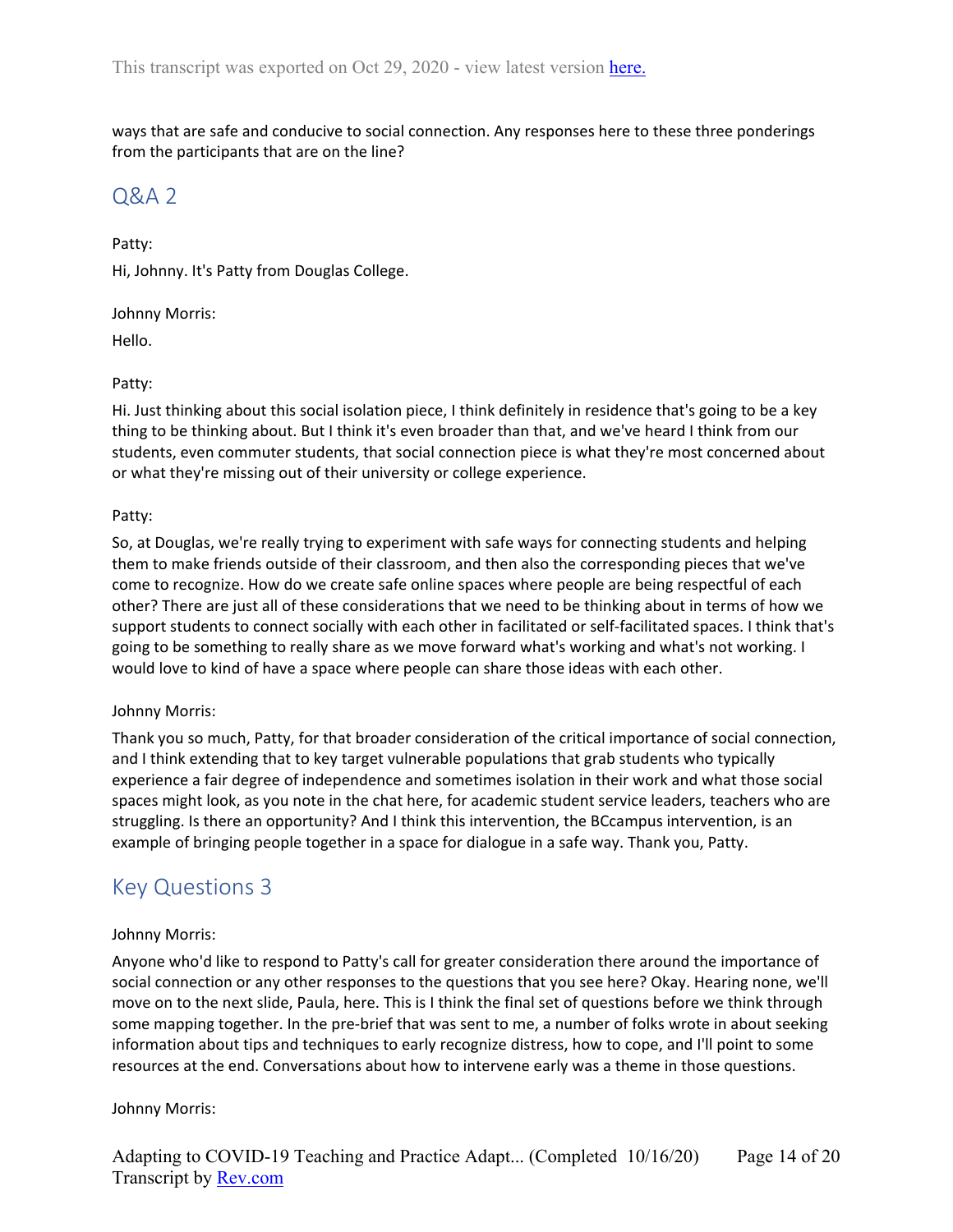ways that are safe and conducive to social connection. Any responses here to these three ponderings from the participants that are on the line?

## Q&A 2

Patty:

Hi, Johnny. It's Patty from Douglas College.

Johnny Morris:

Hello.

Patty:

Hi. Just thinking about this social isolation piece, I think definitely in residence that's going to be a key thing to be thinking about. But I think it's even broader than that, and we've heard I think from our students, even commuter students, that social connection piece is what they're most concerned about or what they're missing out of their university or college experience.

Patty:

So, at Douglas, we're really trying to experiment with safe ways for connecting students and helping them to make friends outside of their classroom, and then also the corresponding pieces that we've come to recognize. How do we create safe online spaces where people are being respectful of each other? There are just all of these considerations that we need to be thinking about in terms of how we support students to connect socially with each other in facilitated or self-facilitated spaces. I think that's going to be something to really share as we move forward what's working and what's not working. I would love to kind of have a space where people can share those ideas with each other.

Johnny Morris:

Thank you so much, Patty, for that broader consideration of the critical importance of social connection, and I think extending that to key target vulnerable populations that grab students who typically experience a fair degree of independence and sometimes isolation in their work and what those social spaces might look, as you note in the chat here, for academic student service leaders, teachers who are struggling. Is there an opportunity? And I think this intervention, the BCcampus intervention, is an example of bringing people together in a space for dialogue in a safe way. Thank you, Patty.

## Key Questions 3

Johnny Morris:

Anyone who'd like to respond to Patty's call for greater consideration there around the importance of social connection or any other responses to the questions that you see here? Okay. Hearing none, we'll move on to the next slide, Paula, here. This is I think the final set of questions before we think through some mapping together. In the pre-brief that was sent to me, a number of folks wrote in about seeking information about tips and techniques to early recognize distress, how to cope, and I'll point to some resources at the end. Conversations about how to intervene early was a theme in those questions.

Johnny Morris: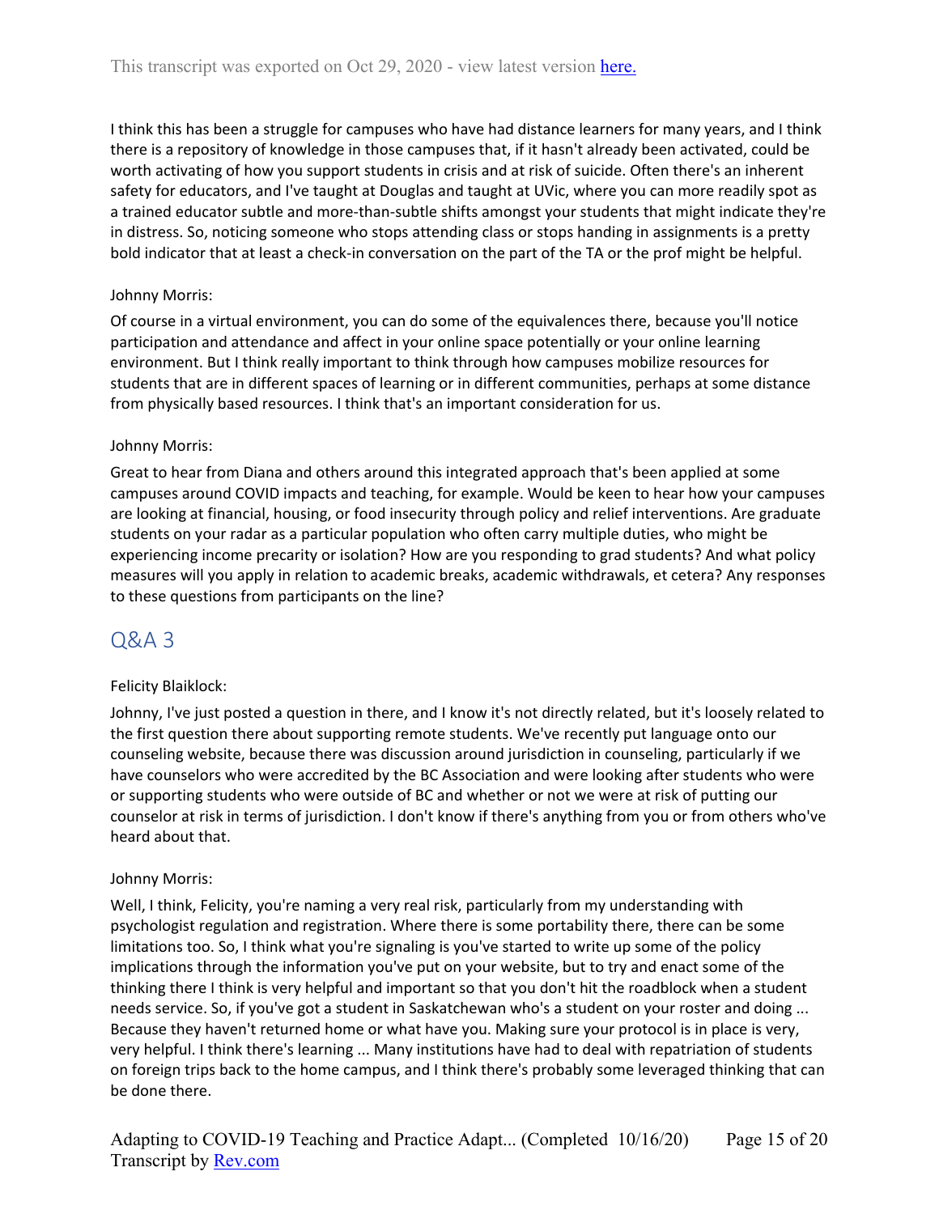I think this has been a struggle for campuses who have had distance learners for many years, and I think there is a repository of knowledge in those campuses that, if it hasn't already been activated, could be worth activating of how you support students in crisis and at risk of suicide. Often there's an inherent safety for educators, and I've taught at Douglas and taught at UVic, where you can more readily spot as a trained educator subtle and more-than-subtle shifts amongst your students that might indicate they're in distress. So, noticing someone who stops attending class or stops handing in assignments is a pretty bold indicator that at least a check-in conversation on the part of the TA or the prof might be helpful.

Johnny Morris:

Of course in a virtual environment, you can do some of the equivalences there, because you'll notice participation and attendance and affect in your online space potentially or your online learning environment. But I think really important to think through how campuses mobilize resources for students that are in different spaces of learning or in different communities, perhaps at some distance from physically based resources. I think that's an important consideration for us.

Johnny Morris:

Great to hear from Diana and others around this integrated approach that's been applied at some campuses around COVID impacts and teaching, for example. Would be keen to hear how your campuses are looking at financial, housing, or food insecurity through policy and relief interventions. Are graduate students on your radar as a particular population who often carry multiple duties, who might be experiencing income precarity or isolation? How are you responding to grad students? And what policy measures will you apply in relation to academic breaks, academic withdrawals, et cetera? Any responses to these questions from participants on the line?

## Q&A 3

Felicity Blaiklock:

Johnny, I've just posted a question in there, and I know it's not directly related, but it's loosely related to the first question there about supporting remote students. We've recently put language onto our counseling website, because there was discussion around jurisdiction in counseling, particularly if we have counselors who were accredited by the BC Association and were looking after students who were or supporting students who were outside of BC and whether or not we were at risk of putting our counselor at risk in terms of jurisdiction. I don't know if there's anything from you or from others who've heard about that.

Johnny Morris:

Well, I think, Felicity, you're naming a very real risk, particularly from my understanding with psychologist regulation and registration. Where there is some portability there, there can be some limitations too. So, I think what you're signaling is you've started to write up some of the policy implications through the information you've put on your website, but to try and enact some of the thinking there I think is very helpful and important so that you don't hit the roadblock when a student needs service. So, if you've got a student in Saskatchewan who's a student on your roster and doing ... Because they haven't returned home or what have you. Making sure your protocol is in place is very, very helpful. I think there's learning ... Many institutions have had to deal with repatriation of students on foreign trips back to the home campus, and I think there's probably some leveraged thinking that can be done there.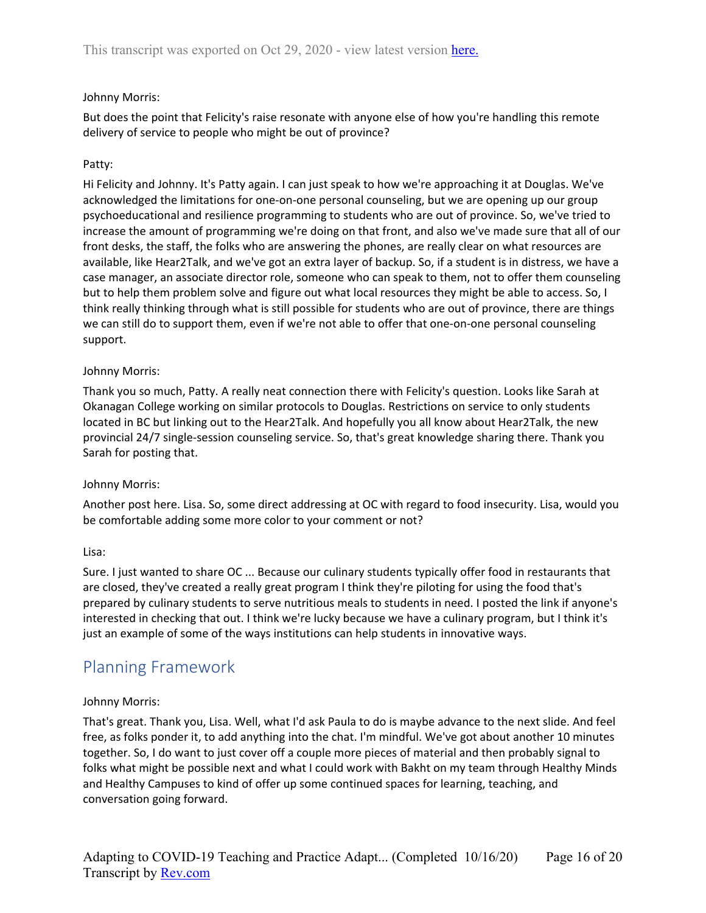Johnny Morris:

But does the point that Felicity's raise resonate with anyone else of how you're handling this remote delivery of service to people who might be out of province?

Patty:

Hi Felicity and Johnny. It's Patty again. I can just speak to how we're approaching it at Douglas. We've acknowledged the limitations for one-on-one personal counseling, but we are opening up our group psychoeducational and resilience programming to students who are out of province. So, we've tried to increase the amount of programming we're doing on that front, and also we've made sure that all of our front desks, the staff, the folks who are answering the phones, are really clear on what resources are available, like Hear2Talk, and we've got an extra layer of backup. So, if a student is in distress, we have a case manager, an associate director role, someone who can speak to them, not to offer them counseling but to help them problem solve and figure out what local resources they might be able to access. So, I think really thinking through what is still possible for students who are out of province, there are things we can still do to support them, even if we're not able to offer that one-on-one personal counseling support.

Johnny Morris:

Thank you so much, Patty. A really neat connection there with Felicity's question. Looks like Sarah at Okanagan College working on similar protocols to Douglas. Restrictions on service to only students located in BC but linking out to the Hear2Talk. And hopefully you all know about Hear2Talk, the new provincial 24/7 single-session counseling service. So, that's great knowledge sharing there. Thank you Sarah for posting that.

Johnny Morris:

Another post here. Lisa. So, some direct addressing at OC with regard to food insecurity. Lisa, would you be comfortable adding some more color to your comment or not?

Lisa:

Sure. I just wanted to share OC ... Because our culinary students typically offer food in restaurants that are closed, they've created a really great program I think they're piloting for using the food that's prepared by culinary students to serve nutritious meals to students in need. I posted the link if anyone's interested in checking that out. I think we're lucky because we have a culinary program, but I think it's just an example of some of the ways institutions can help students in innovative ways.

## Planning Framework

Johnny Morris:

That's great. Thank you, Lisa. Well, what I'd ask Paula to do is maybe advance to the next slide. And feel free, as folks ponder it, to add anything into the chat. I'm mindful. We've got about another 10 minutes together. So, I do want to just cover off a couple more pieces of material and then probably signal to folks what might be possible next and what I could work with Bakht on my team through Healthy Minds and Healthy Campuses to kind of offer up some continued spaces for learning, teaching, and conversation going forward.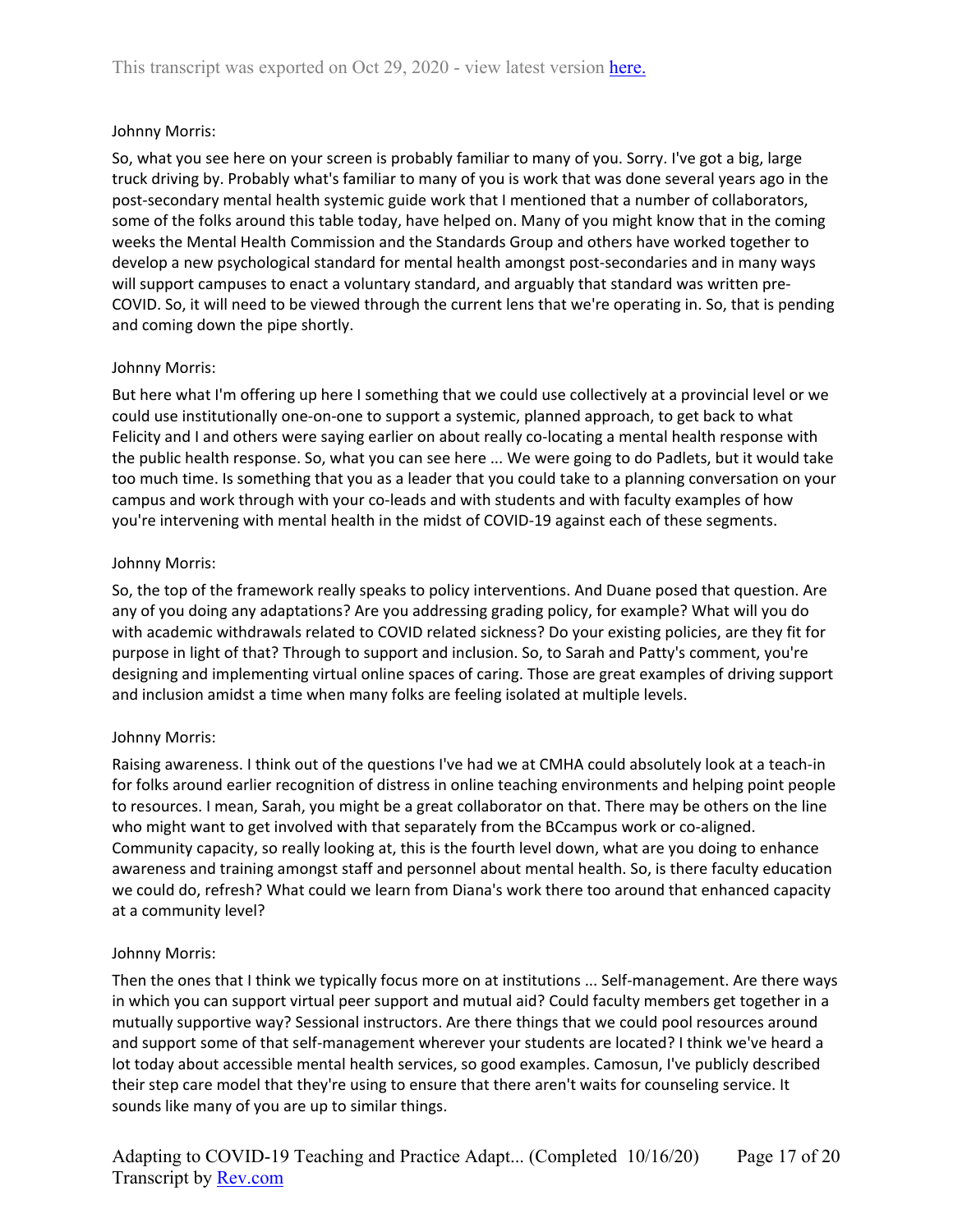Johnny Morris:

So, what you see here on your screen is probably familiar to many of you. Sorry. I've got a big, large truck driving by. Probably what's familiar to many of you is work that was done several years ago in the post-secondary mental health systemic guide work that I mentioned that a number of collaborators, some of the folks around this table today, have helped on. Many of you might know that in the coming weeks the Mental Health Commission and the Standards Group and others have worked together to develop a new psychological standard for mental health amongst post-secondaries and in many ways will support campuses to enact a voluntary standard, and arguably that standard was written pre-COVID. So, it will need to be viewed through the current lens that we're operating in. So, that is pending and coming down the pipe shortly.

Johnny Morris:

But here what I'm offering up here I something that we could use collectively at a provincial level or we could use institutionally one-on-one to support a systemic, planned approach, to get back to what Felicity and I and others were saying earlier on about really co-locating a mental health response with the public health response. So, what you can see here ... We were going to do Padlets, but it would take too much time. Is something that you as a leader that you could take to a planning conversation on your campus and work through with your co-leads and with students and with faculty examples of how you're intervening with mental health in the midst of COVID-19 against each of these segments.

Johnny Morris:

So, the top of the framework really speaks to policy interventions. And Duane posed that question. Are any of you doing any adaptations? Are you addressing grading policy, for example? What will you do with academic withdrawals related to COVID related sickness? Do your existing policies, are they fit for purpose in light of that? Through to support and inclusion. So, to Sarah and Patty's comment, you're designing and implementing virtual online spaces of caring. Those are great examples of driving support and inclusion amidst a time when many folks are feeling isolated at multiple levels.

Johnny Morris:

Raising awareness. I think out of the questions I've had we at CMHA could absolutely look at a teach-in for folks around earlier recognition of distress in online teaching environments and helping point people to resources. I mean, Sarah, you might be a great collaborator on that. There may be others on the line who might want to get involved with that separately from the BCcampus work or co-aligned. Community capacity, so really looking at, this is the fourth level down, what are you doing to enhance awareness and training amongst staff and personnel about mental health. So, is there faculty education we could do, refresh? What could we learn from Diana's work there too around that enhanced capacity at a community level?

Johnny Morris:

Then the ones that I think we typically focus more on at institutions ... Self-management. Are there ways in which you can support virtual peer support and mutual aid? Could faculty members get together in a mutually supportive way? Sessional instructors. Are there things that we could pool resources around and support some of that self-management wherever your students are located? I think we've heard a lot today about accessible mental health services, so good examples. Camosun, I've publicly described their step care model that they're using to ensure that there aren't waits for counseling service. It sounds like many of you are up to similar things.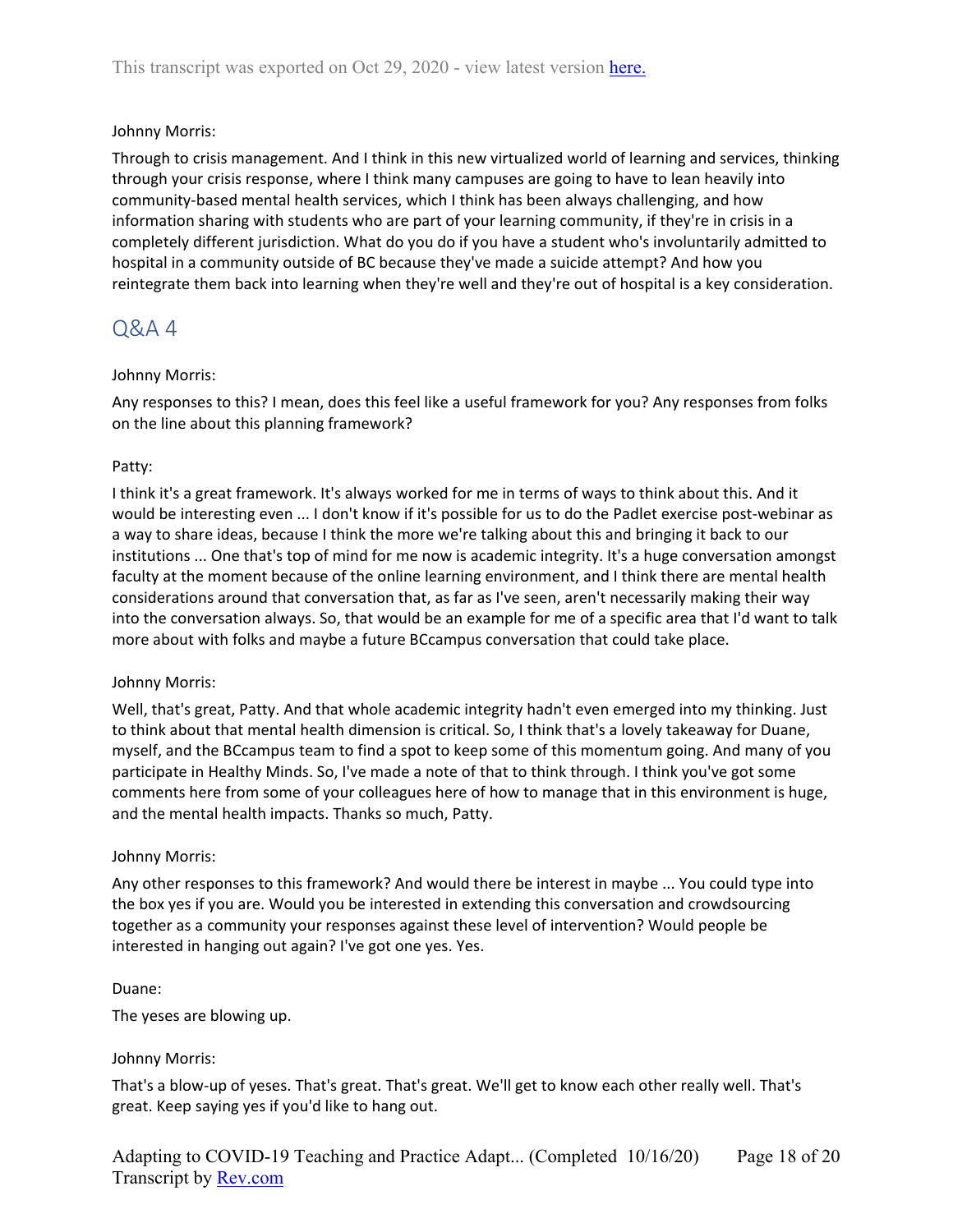Johnny Morris:

Through to crisis management. And I think in this new virtualized world of learning and services, thinking through your crisis response, where I think many campuses are going to have to lean heavily into community-based mental health services, which I think has been always challenging, and how information sharing with students who are part of your learning community, if they're in crisis in a completely different jurisdiction. What do you do if you have a student who's involuntarily admitted to hospital in a community outside of BC because they've made a suicide attempt? And how you reintegrate them back into learning when they're well and they're out of hospital is a key consideration.

## Q&A 4

Johnny Morris:

Any responses to this? I mean, does this feel like a useful framework for you? Any responses from folks on the line about this planning framework?

Patty:

I think it's a great framework. It's always worked for me in terms of ways to think about this. And it would be interesting even ... I don't know if it's possible for us to do the Padlet exercise post-webinar as a way to share ideas, because I think the more we're talking about this and bringing it back to our institutions ... One that's top of mind for me now is academic integrity. It's a huge conversation amongst faculty at the moment because of the online learning environment, and I think there are mental health considerations around that conversation that, as far as I've seen, aren't necessarily making their way into the conversation always. So, that would be an example for me of a specific area that I'd want to talk more about with folks and maybe a future BCcampus conversation that could take place.

Johnny Morris:

Well, that's great, Patty. And that whole academic integrity hadn't even emerged into my thinking. Just to think about that mental health dimension is critical. So, I think that's a lovely takeaway for Duane, myself, and the BCcampus team to find a spot to keep some of this momentum going. And many of you participate in Healthy Minds. So, I've made a note of that to think through. I think you've got some comments here from some of your colleagues here of how to manage that in this environment is huge, and the mental health impacts. Thanks so much, Patty.

Johnny Morris:

Any other responses to this framework? And would there be interest in maybe ... You could type into the box yes if you are. Would you be interested in extending this conversation and crowdsourcing together as a community your responses against these level of intervention? Would people be interested in hanging out again? I've got one yes. Yes.

Duane:

The yeses are blowing up.

Johnny Morris:

That's a blow-up of yeses. That's great. That's great. We'll get to know each other really well. That's great. Keep saying yes if you'd like to hang out.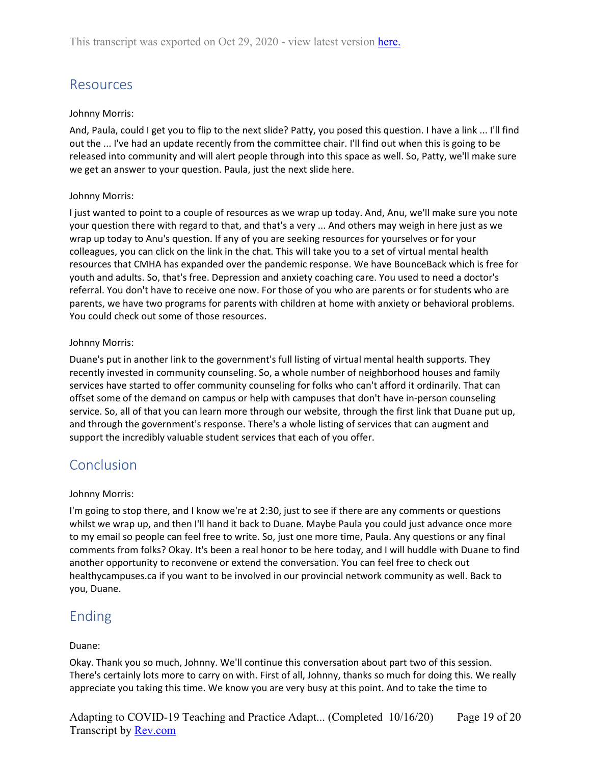## Resources

Johnny Morris:

And, Paula, could I get you to flip to the next slide? Patty, you posed this question. I have a link ... I'll find out the ... I've had an update recently from the committee chair. I'll find out when this is going to be released into community and will alert people through into this space as well. So, Patty, we'll make sure we get an answer to your question. Paula, just the next slide here.

Johnny Morris:

I just wanted to point to a couple of resources as we wrap up today. And, Anu, we'll make sure you note your question there with regard to that, and that's a very ... And others may weigh in here just as we wrap up today to Anu's question. If any of you are seeking resources for yourselves or for your colleagues, you can click on the link in the chat. This will take you to a set of virtual mental health resources that CMHA has expanded over the pandemic response. We have BounceBack which is free for youth and adults. So, that's free. Depression and anxiety coaching care. You used to need a doctor's referral. You don't have to receive one now. For those of you who are parents or for students who are parents, we have two programs for parents with children at home with anxiety or behavioral problems. You could check out some of those resources.

Johnny Morris:

Duane's put in another link to the government's full listing of virtual mental health supports. They recently invested in community counseling. So, a whole number of neighborhood houses and family services have started to offer community counseling for folks who can't afford it ordinarily. That can offset some of the demand on campus or help with campuses that don't have in-person counseling service. So, all of that you can learn more through our website, through the first link that Duane put up, and through the government's response. There's a whole listing of services that can augment and support the incredibly valuable student services that each of you offer.

## Conclusion

Johnny Morris:

I'm going to stop there, and I know we're at 2:30, just to see if there are any comments or questions whilst we wrap up, and then I'll hand it back to Duane. Maybe Paula you could just advance once more to my email so people can feel free to write. So, just one more time, Paula. Any questions or any final comments from folks? Okay. It's been a real honor to be here today, and I will huddle with Duane to find another opportunity to reconvene or extend the conversation. You can feel free to check out healthycampuses.ca if you want to be involved in our provincial network community as well. Back to you, Duane.

## Ending

Duane:

Okay. Thank you so much, Johnny. We'll continue this conversation about part two of this session. There's certainly lots more to carry on with. First of all, Johnny, thanks so much for doing this. We really appreciate you taking this time. We know you are very busy at this point. And to take the time to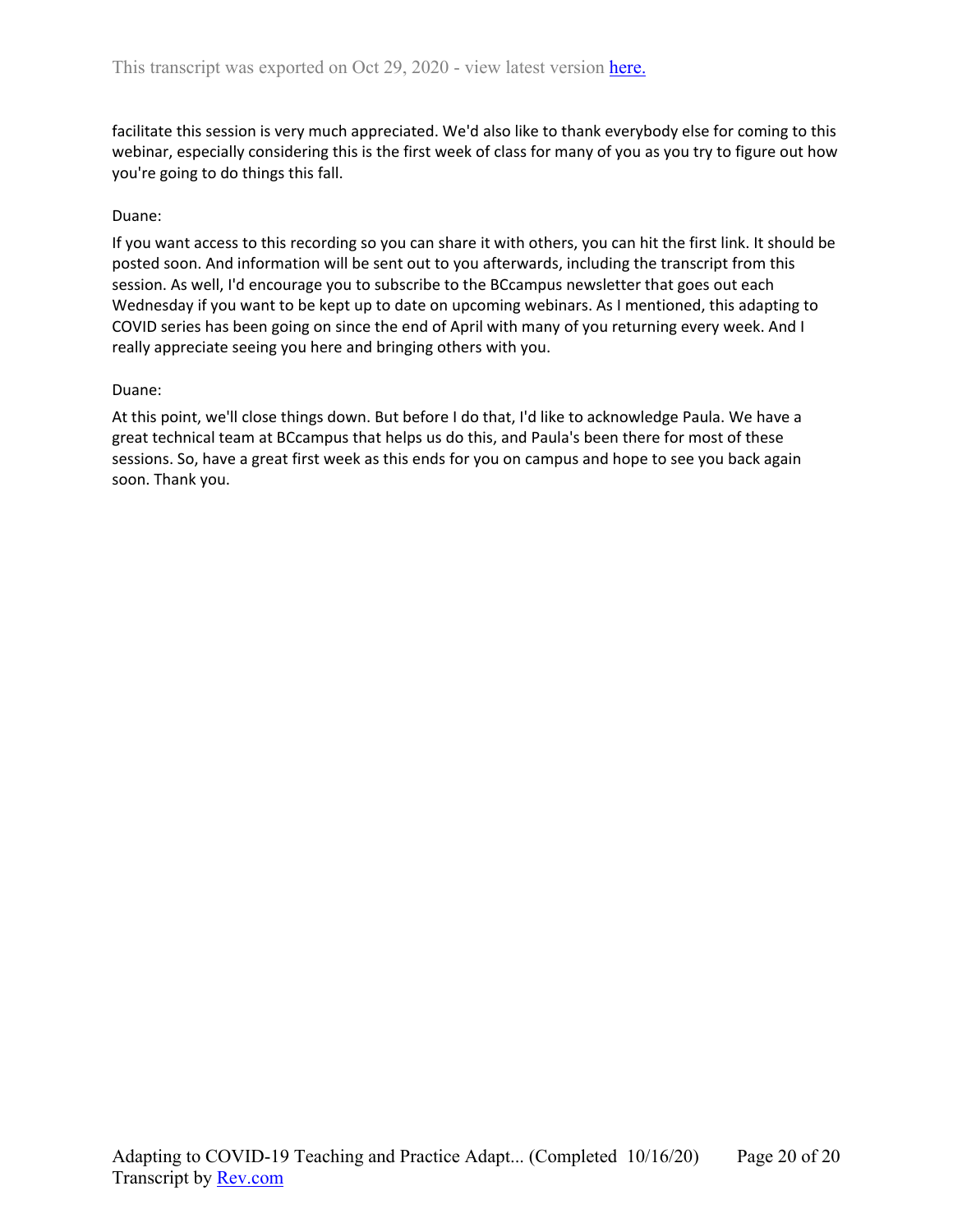facilitate this session is very much appreciated. We'd also like to thank everybody else for coming to this webinar, especially considering this is the first week of class for many of you as you try to figure out how you're going to do things this fall.

Duane:

If you want access to this recording so you can share it with others, you can hit the first link. It should be posted soon. And information will be sent out to you afterwards, including the transcript from this session. As well, I'd encourage you to subscribe to the BCcampus newsletter that goes out each Wednesday if you want to be kept up to date on upcoming webinars. As I mentioned, this adapting to COVID series has been going on since the end of April with many of you returning every week. And I really appreciate seeing you here and bringing others with you.

Duane:

At this point, we'll close things down. But before I do that, I'd like to acknowledge Paula. We have a great technical team at BCcampus that helps us do this, and Paula's been there for most of these sessions. So, have a great first week as this ends for you on campus and hope to see you back again soon. Thank you.